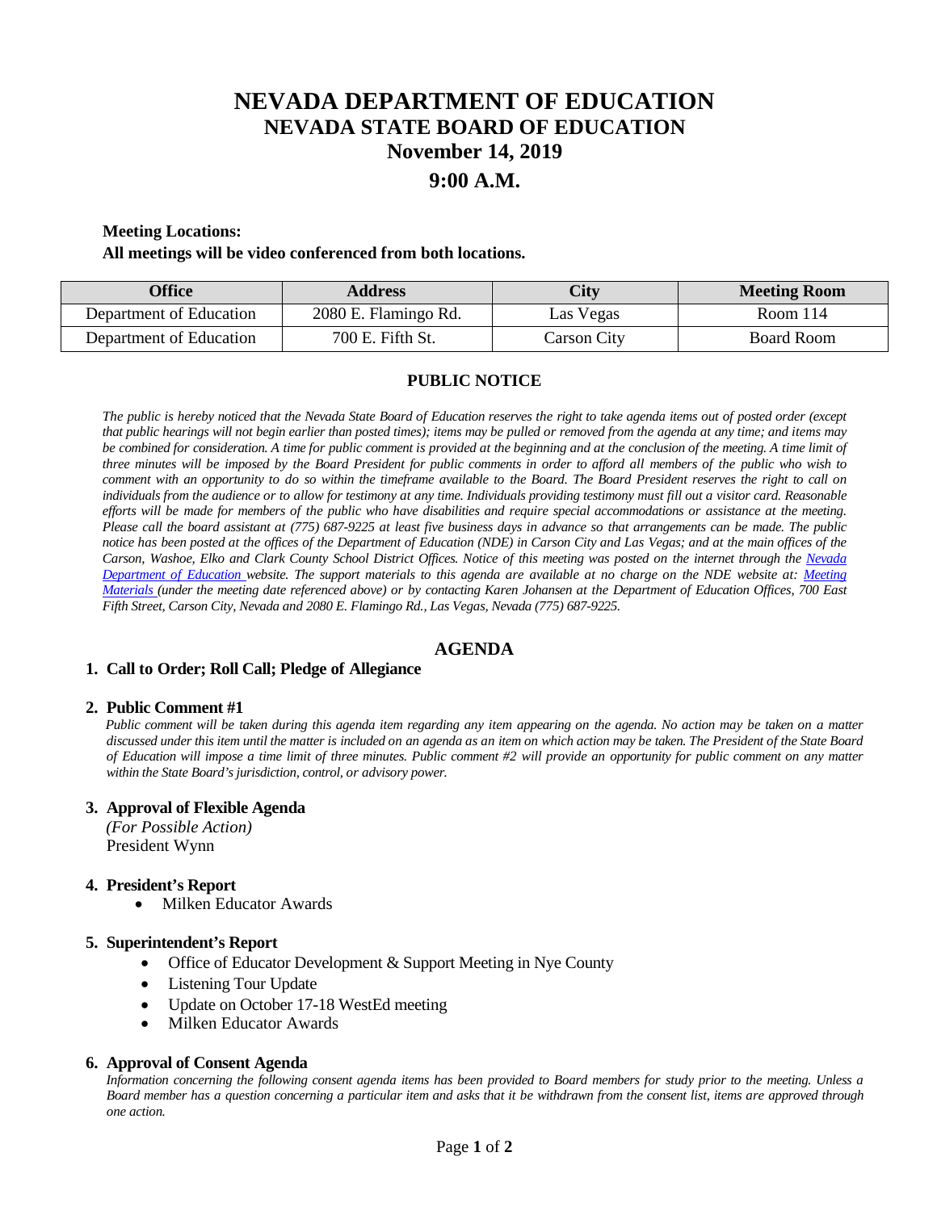# NEVADA DEPARTMENT OF EDUCATION
## NEVADA STATE BOARD OF EDUCATION
## November 14, 2019
## 9:00 A.M.

**Meeting Locations:**

**All meetings will be video conferenced from both locations.**

| Office | Address | City | Meeting Room |
|---|---|---|---|
| Department of Education | 2080 E. Flamingo Rd. | Las Vegas | Room 114 |
| Department of Education | 700 E. Fifth St. | Carson City | Board Room |

### PUBLIC NOTICE

*The public is hereby noticed that the Nevada State Board of Education reserves the right to take agenda items out of posted order (except that public hearings will not begin earlier than posted times); items may be pulled or removed from the agenda at any time; and items may be combined for consideration. A time for public comment is provided at the beginning and at the conclusion of the meeting. A time limit of three minutes will be imposed by the Board President for public comments in order to afford all members of the public who wish to comment with an opportunity to do so within the timeframe available to the Board. The Board President reserves the right to call on individuals from the audience or to allow for testimony at any time. Individuals providing testimony must fill out a visitor card. Reasonable efforts will be made for members of the public who have disabilities and require special accommodations or assistance at the meeting. Please call the board assistant at (775) 687-9225 at least five business days in advance so that arrangements can be made. The public notice has been posted at the offices of the Department of Education (NDE) in Carson City and Las Vegas; and at the main offices of the Carson, Washoe, Elko and Clark County School District Offices. Notice of this meeting was posted on the internet through the Nevada Department of Education website. The support materials to this agenda are available at no charge on the NDE website at: Meeting Materials (under the meeting date referenced above) or by contacting Karen Johansen at the Department of Education Offices, 700 East Fifth Street, Carson City, Nevada and 2080 E. Flamingo Rd., Las Vegas, Nevada (775) 687-9225.*

## AGENDA

**1. Call to Order; Roll Call; Pledge of Allegiance**

**2. Public Comment #1**

*Public comment will be taken during this agenda item regarding any item appearing on the agenda. No action may be taken on a matter discussed under this item until the matter is included on an agenda as an item on which action may be taken. The President of the State Board of Education will impose a time limit of three minutes. Public comment #2 will provide an opportunity for public comment on any matter within the State Board's jurisdiction, control, or advisory power.*

**3. Approval of Flexible Agenda**

*(For Possible Action)*

President Wynn

**4. President's Report**

- Milken Educator Awards

**5. Superintendent's Report**

- Office of Educator Development & Support Meeting in Nye County
- Listening Tour Update
- Update on October 17-18 WestEd meeting
- Milken Educator Awards

**6. Approval of Consent Agenda**

*Information concerning the following consent agenda items has been provided to Board members for study prior to the meeting. Unless a Board member has a question concerning a particular item and asks that it be withdrawn from the consent list, items are approved through one action.*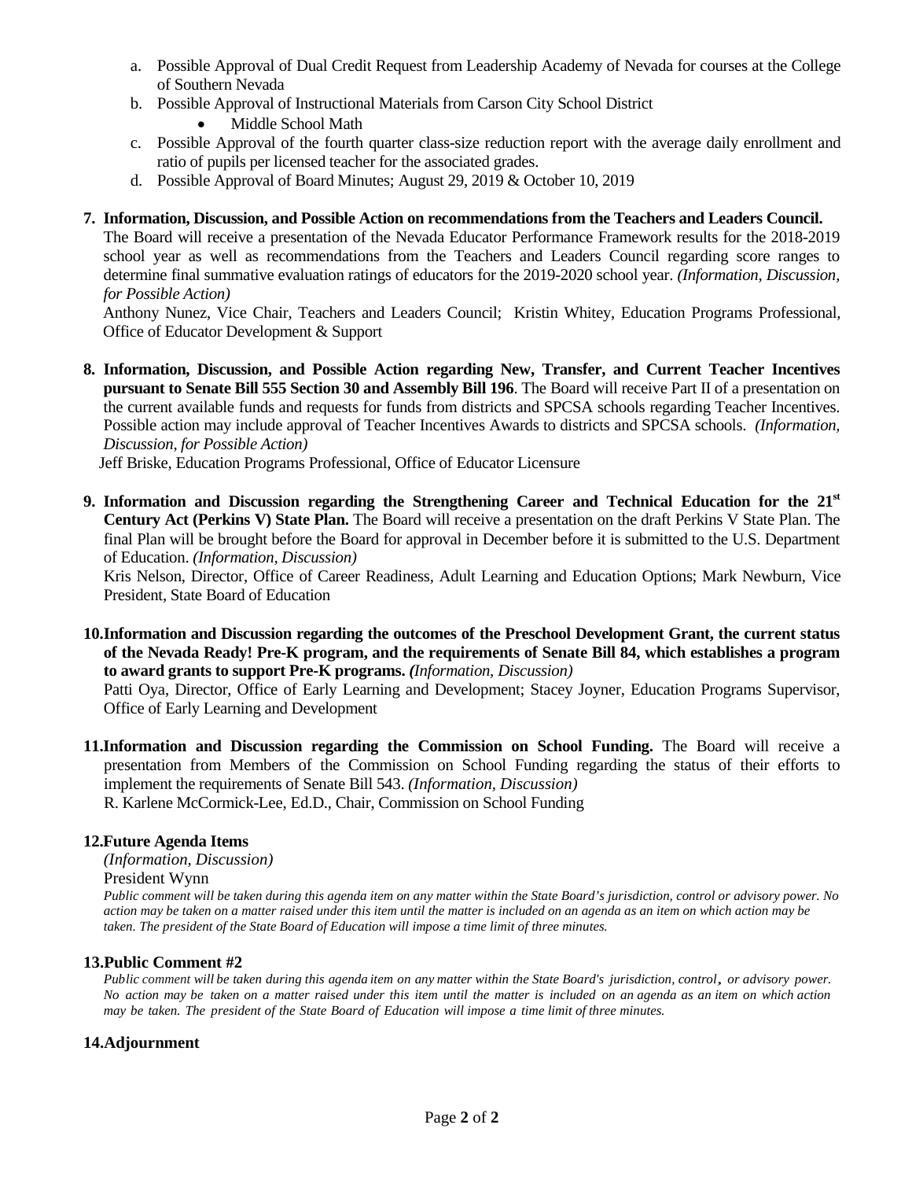a. Possible Approval of Dual Credit Request from Leadership Academy of Nevada for courses at the College of Southern Nevada
b. Possible Approval of Instructional Materials from Carson City School District
    - Middle School Math
c. Possible Approval of the fourth quarter class-size reduction report with the average daily enrollment and ratio of pupils per licensed teacher for the associated grades.
d. Possible Approval of Board Minutes; August 29, 2019 & October 10, 2019

**7. Information, Discussion, and Possible Action on recommendations from the Teachers and Leaders Council.** The Board will receive a presentation of the Nevada Educator Performance Framework results for the 2018-2019 school year as well as recommendations from the Teachers and Leaders Council regarding score ranges to determine final summative evaluation ratings of educators for the 2019-2020 school year. *(Information, Discussion, for Possible Action)*

Anthony Nunez, Vice Chair, Teachers and Leaders Council; Kristin Whitey, Education Programs Professional, Office of Educator Development & Support

**8. Information, Discussion, and Possible Action regarding New, Transfer, and Current Teacher Incentives pursuant to Senate Bill 555 Section 30 and Assembly Bill 196**. The Board will receive Part II of a presentation on the current available funds and requests for funds from districts and SPCSA schools regarding Teacher Incentives. Possible action may include approval of Teacher Incentives Awards to districts and SPCSA schools. *(Information, Discussion, for Possible Action)*

Jeff Briske, Education Programs Professional, Office of Educator Licensure

**9. Information and Discussion regarding the Strengthening Career and Technical Education for the 21st Century Act (Perkins V) State Plan.** The Board will receive a presentation on the draft Perkins V State Plan. The final Plan will be brought before the Board for approval in December before it is submitted to the U.S. Department of Education. *(Information, Discussion)*

Kris Nelson, Director, Office of Career Readiness, Adult Learning and Education Options; Mark Newburn, Vice President, State Board of Education

**10. Information and Discussion regarding the outcomes of the Preschool Development Grant, the current status of the Nevada Ready! Pre-K program, and the requirements of Senate Bill 84, which establishes a program to award grants to support Pre-K programs.** *(Information, Discussion)*

Patti Oya, Director, Office of Early Learning and Development; Stacey Joyner, Education Programs Supervisor, Office of Early Learning and Development

**11. Information and Discussion regarding the Commission on School Funding.** The Board will receive a presentation from Members of the Commission on School Funding regarding the status of their efforts to implement the requirements of Senate Bill 543. *(Information, Discussion)*

R. Karlene McCormick-Lee, Ed.D., Chair, Commission on School Funding

**12. Future Agenda Items**

*(Information, Discussion)*

President Wynn

*Public comment will be taken during this agenda item on any matter within the State Board's jurisdiction, control or advisory power. No action may be taken on a matter raised under this item until the matter is included on an agenda as an item on which action may be taken. The president of the State Board of Education will impose a time limit of three minutes.*

**13. Public Comment #2**

*Public comment will be taken during this agenda item on any matter within the State Board's jurisdiction, control, or advisory power. No action may be taken on a matter raised under this item until the matter is included on an agenda as an item on which action may be taken. The president of the State Board of Education will impose a time limit of three minutes.*

**14. Adjournment**